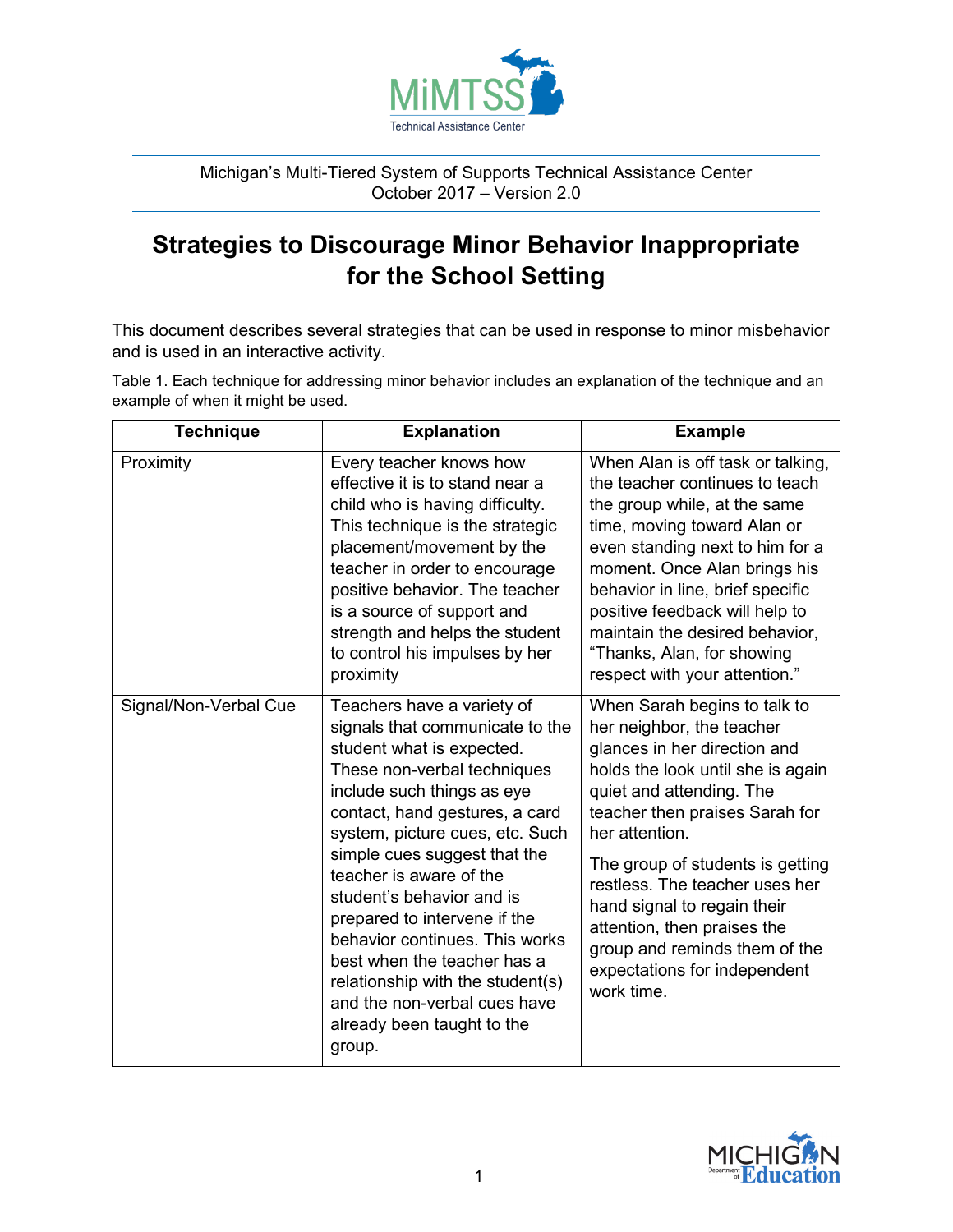Michigan's Multi-Tiered System of Supports Technical Assistance Center
October 2017 – Version 2.0

# Strategies to Discourage Minor Behavior Inappropriate for the School Setting

This document describes several strategies that can be used in response to minor misbehavior and is used in an interactive activity.

Table 1. Each technique for addressing minor behavior includes an explanation of the technique and an example of when it might be used.

| Technique | Explanation | Example |
|---|---|---|
| Proximity | Every teacher knows how effective it is to stand near a child who is having difficulty. This technique is the strategic placement/movement by the teacher in order to encourage positive behavior. The teacher is a source of support and strength and helps the student to control his impulses by her proximity | When Alan is off task or talking, the teacher continues to teach the group while, at the same time, moving toward Alan or even standing next to him for a moment. Once Alan brings his behavior in line, brief specific positive feedback will help to maintain the desired behavior, "Thanks, Alan, for showing respect with your attention." |
| Signal/Non-Verbal Cue | Teachers have a variety of signals that communicate to the student what is expected. These non-verbal techniques include such things as eye contact, hand gestures, a card system, picture cues, etc. Such simple cues suggest that the teacher is aware of the student's behavior and is prepared to intervene if the behavior continues. This works best when the teacher has a relationship with the student(s) and the non-verbal cues have already been taught to the group. | When Sarah begins to talk to her neighbor, the teacher glances in her direction and holds the look until she is again quiet and attending. The teacher then praises Sarah for her attention.<br><br>The group of students is getting restless. The teacher uses her hand signal to regain their attention, then praises the group and reminds them of the expectations for independent work time. |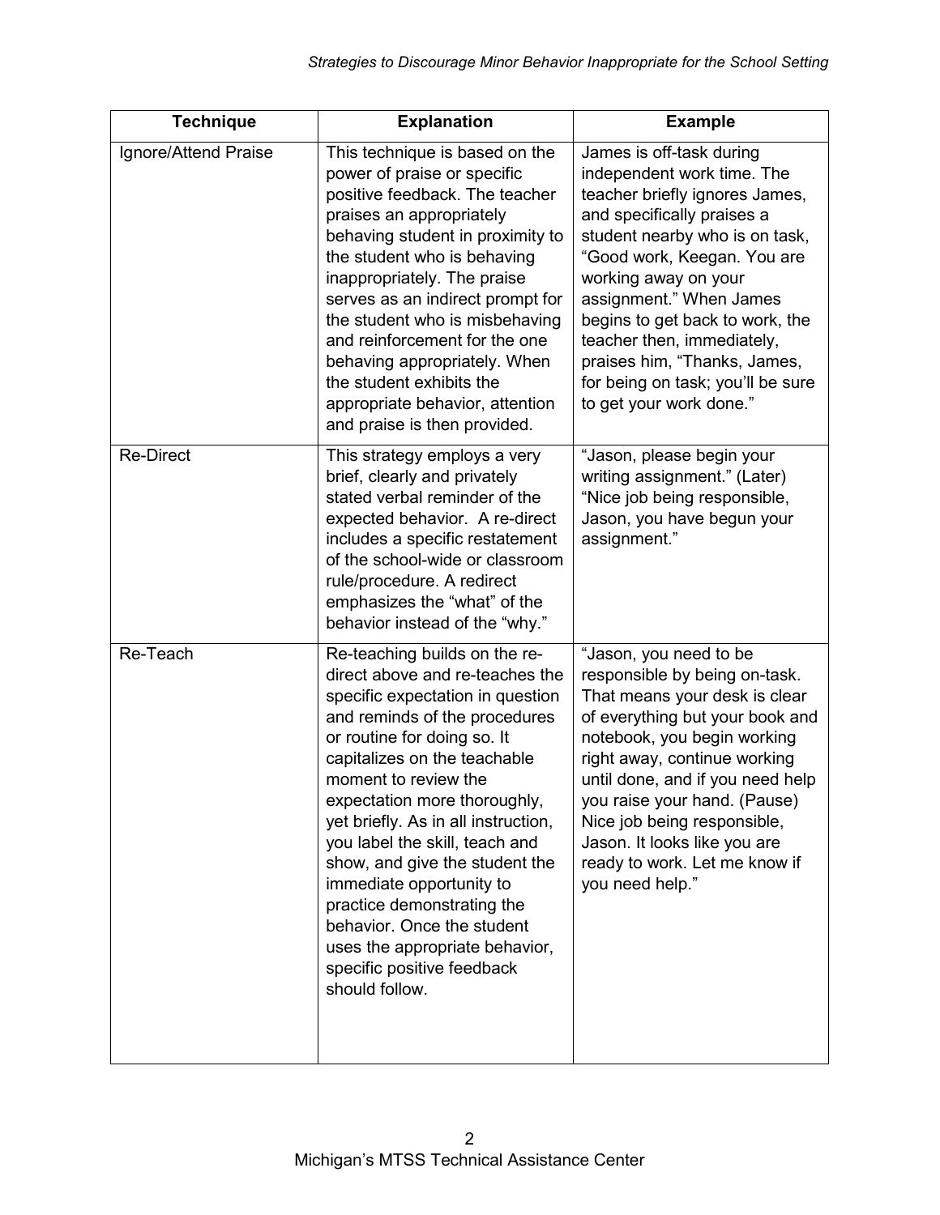| Technique | Explanation | Example |
| --- | --- | --- |
| Ignore/Attend Praise | This technique is based on the power of praise or specific positive feedback. The teacher praises an appropriately behaving student in proximity to the student who is behaving inappropriately. The praise serves as an indirect prompt for the student who is misbehaving and reinforcement for the one behaving appropriately. When the student exhibits the appropriate behavior, attention and praise is then provided. | James is off-task during independent work time. The teacher briefly ignores James, and specifically praises a student nearby who is on task, "Good work, Keegan. You are working away on your assignment." When James begins to get back to work, the teacher then, immediately, praises him, "Thanks, James, for being on task; you'll be sure to get your work done." |
| Re-Direct | This strategy employs a very brief, clearly and privately stated verbal reminder of the expected behavior. A re-direct includes a specific restatement of the school-wide or classroom rule/procedure. A redirect emphasizes the "what" of the behavior instead of the "why." | "Jason, please begin your writing assignment." (Later) "Nice job being responsible, Jason, you have begun your assignment." |
| Re-Teach | Re-teaching builds on the re-direct above and re-teaches the specific expectation in question and reminds of the procedures or routine for doing so. It capitalizes on the teachable moment to review the expectation more thoroughly, yet briefly. As in all instruction, you label the skill, teach and show, and give the student the immediate opportunity to practice demonstrating the behavior. Once the student uses the appropriate behavior, specific positive feedback should follow. | "Jason, you need to be responsible by being on-task. That means your desk is clear of everything but your book and notebook, you begin working right away, continue working until done, and if you need help you raise your hand. (Pause) Nice job being responsible, Jason. It looks like you are ready to work. Let me know if you need help." |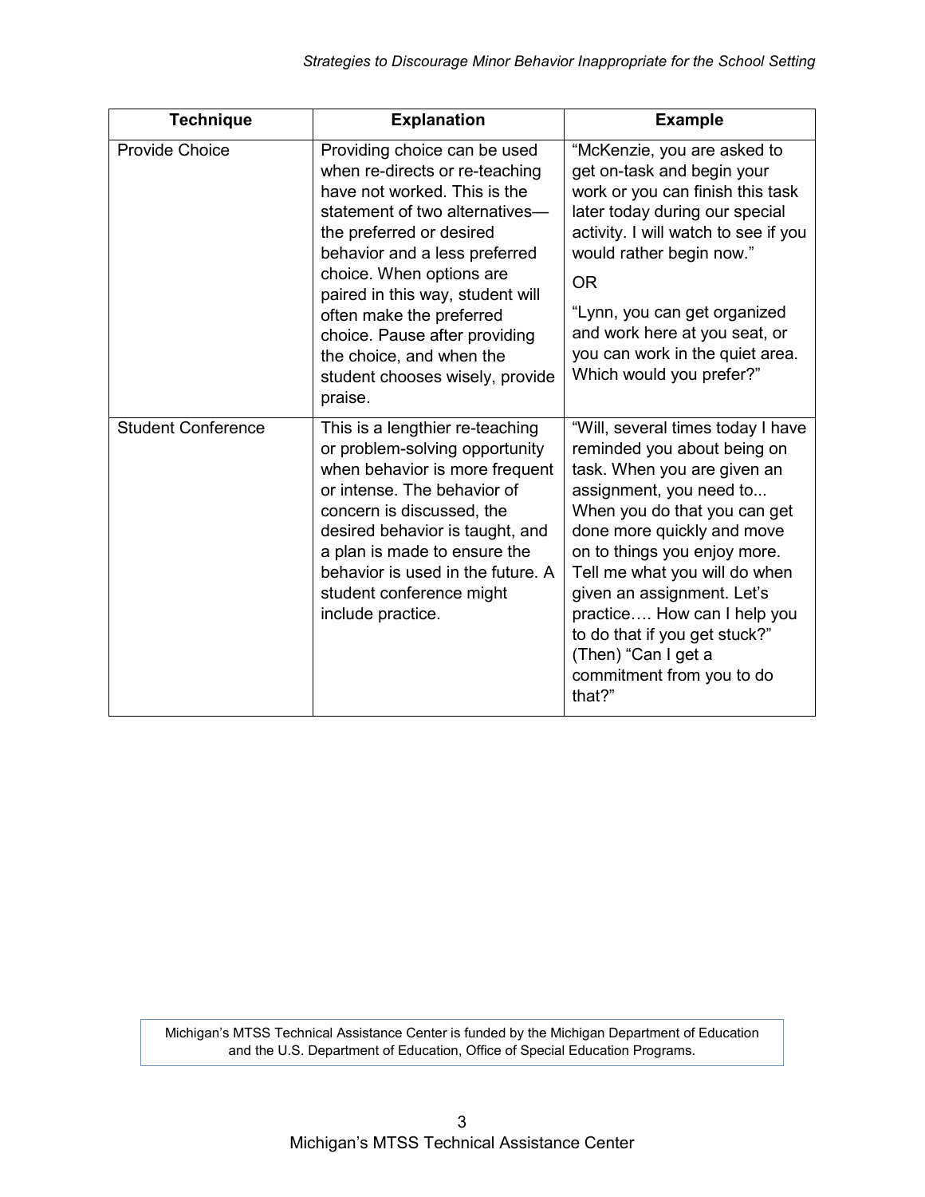| Technique | Explanation | Example |
| --- | --- | --- |
| Provide Choice | Providing choice can be used when re-directs or re-teaching have not worked. This is the statement of two alternatives—the preferred or desired behavior and a less preferred choice. When options are paired in this way, student will often make the preferred choice. Pause after providing the choice, and when the student chooses wisely, provide praise. | "McKenzie, you are asked to get on-task and begin your work or you can finish this task later today during our special activity. I will watch to see if you would rather begin now." OR "Lynn, you can get organized and work here at you seat, or you can work in the quiet area. Which would you prefer?" |
| Student Conference | This is a lengthier re-teaching or problem-solving opportunity when behavior is more frequent or intense. The behavior of concern is discussed, the desired behavior is taught, and a plan is made to ensure the behavior is used in the future. A student conference might include practice. | "Will, several times today I have reminded you about being on task. When you are given an assignment, you need to... When you do that you can get done more quickly and move on to things you enjoy more. Tell me what you will do when given an assignment. Let's practice…. How can I help you to do that if you get stuck?" (Then) "Can I get a commitment from you to do that?" |

Michigan's MTSS Technical Assistance Center is funded by the Michigan Department of Education and the U.S. Department of Education, Office of Special Education Programs.